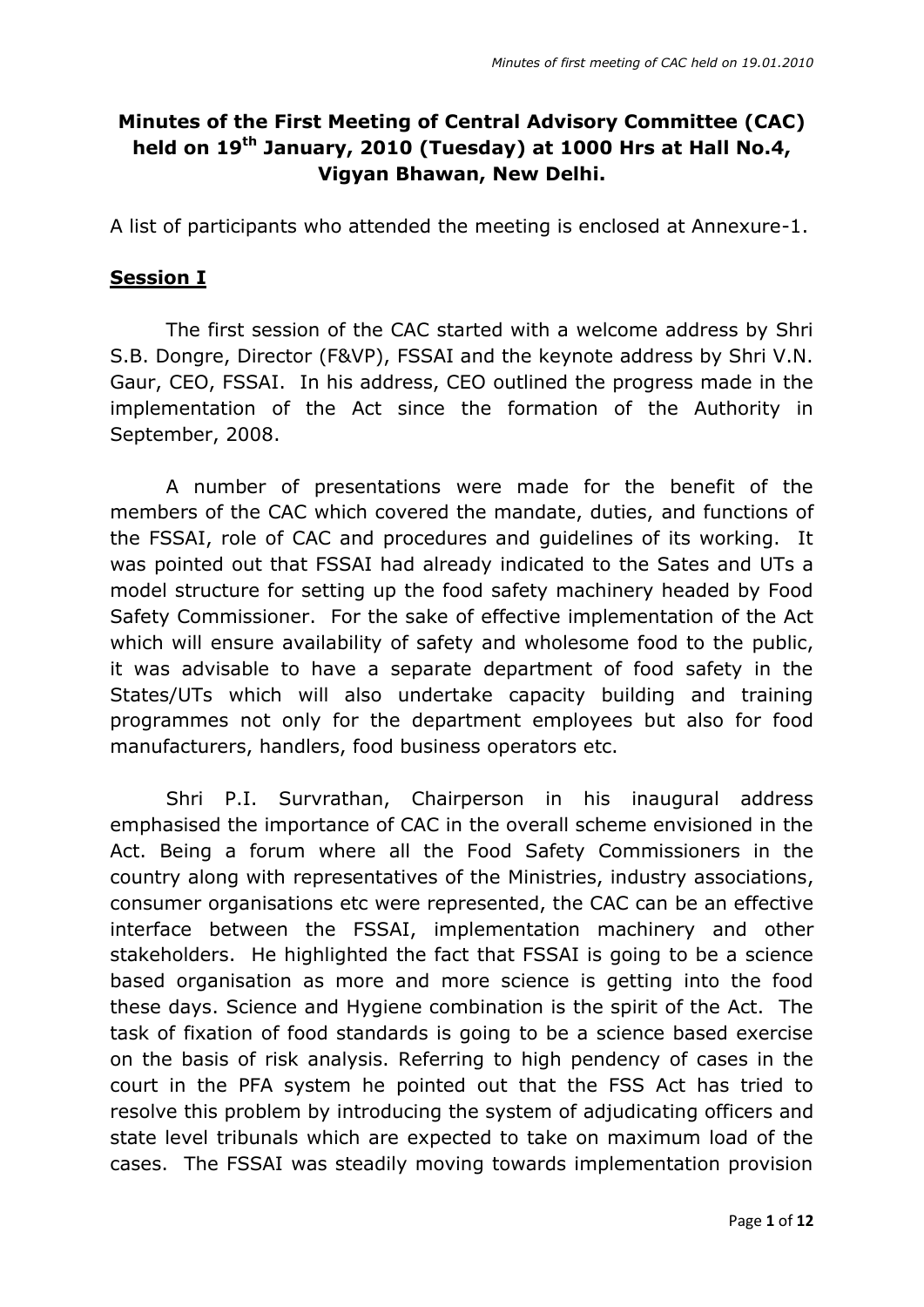# Minutes of the First Meeting of Central Advisory Committee (CAC) held on 19th January, 2010 (Tuesday) at 1000 Hrs at Hall No.4, Vigyan Bhawan, New Delhi.

A list of participants who attended the meeting is enclosed at Annexure-1.

## Session I

The first session of the CAC started with a welcome address by Shri S.B. Dongre, Director (F&VP), FSSAI and the keynote address by Shri V.N. Gaur, CEO, FSSAI. In his address, CEO outlined the progress made in the implementation of the Act since the formation of the Authority in September, 2008.

A number of presentations were made for the benefit of the members of the CAC which covered the mandate, duties, and functions of the FSSAI, role of CAC and procedures and guidelines of its working. It was pointed out that FSSAI had already indicated to the Sates and UTs a model structure for setting up the food safety machinery headed by Food Safety Commissioner. For the sake of effective implementation of the Act which will ensure availability of safety and wholesome food to the public, it was advisable to have a separate department of food safety in the States/UTs which will also undertake capacity building and training programmes not only for the department employees but also for food manufacturers, handlers, food business operators etc.

Shri P.I. Survrathan, Chairperson in his inaugural address emphasised the importance of CAC in the overall scheme envisioned in the Act. Being a forum where all the Food Safety Commissioners in the country along with representatives of the Ministries, industry associations, consumer organisations etc were represented, the CAC can be an effective interface between the FSSAI, implementation machinery and other stakeholders. He highlighted the fact that FSSAI is going to be a science based organisation as more and more science is getting into the food these days. Science and Hygiene combination is the spirit of the Act. The task of fixation of food standards is going to be a science based exercise on the basis of risk analysis. Referring to high pendency of cases in the court in the PFA system he pointed out that the FSS Act has tried to resolve this problem by introducing the system of adjudicating officers and state level tribunals which are expected to take on maximum load of the cases. The FSSAI was steadily moving towards implementation provision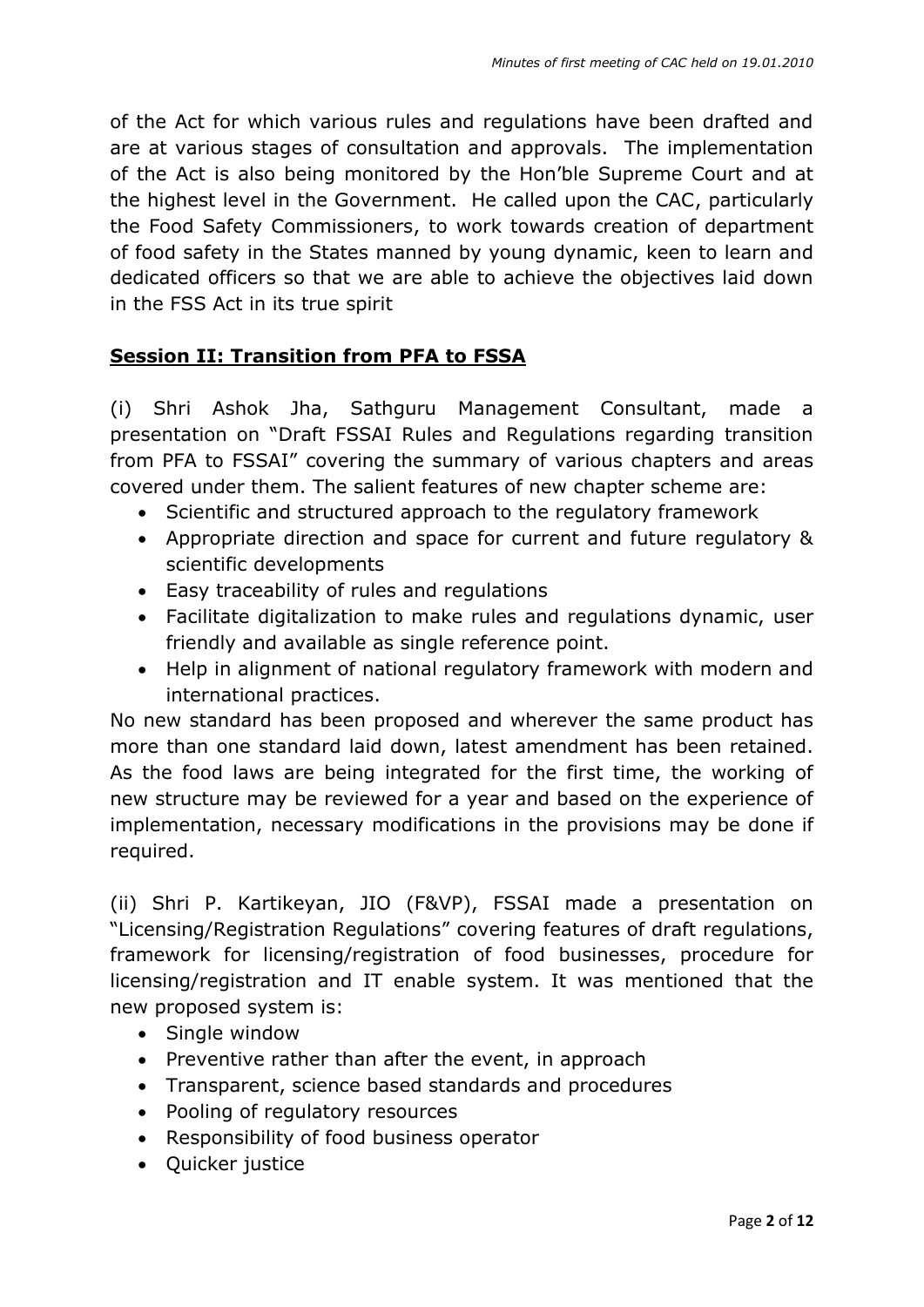of the Act for which various rules and regulations have been drafted and are at various stages of consultation and approvals. The implementation of the Act is also being monitored by the Hon'ble Supreme Court and at the highest level in the Government. He called upon the CAC, particularly the Food Safety Commissioners, to work towards creation of department of food safety in the States manned by young dynamic, keen to learn and dedicated officers so that we are able to achieve the objectives laid down in the FSS Act in its true spirit

## Session II: Transition from PFA to FSSA

(i) Shri Ashok Jha, Sathguru Management Consultant, made a presentation on "Draft FSSAI Rules and Regulations regarding transition from PFA to FSSAI" covering the summary of various chapters and areas covered under them. The salient features of new chapter scheme are:

- Scientific and structured approach to the regulatory framework
- Appropriate direction and space for current and future regulatory & scientific developments
- Easy traceability of rules and regulations
- Facilitate digitalization to make rules and regulations dynamic, user friendly and available as single reference point.
- Help in alignment of national regulatory framework with modern and international practices.

No new standard has been proposed and wherever the same product has more than one standard laid down, latest amendment has been retained. As the food laws are being integrated for the first time, the working of new structure may be reviewed for a year and based on the experience of implementation, necessary modifications in the provisions may be done if required.

(ii) Shri P. Kartikeyan, JIO (F&VP), FSSAI made a presentation on "Licensing/Registration Regulations" covering features of draft regulations, framework for licensing/registration of food businesses, procedure for licensing/registration and IT enable system. It was mentioned that the new proposed system is:

- Single window
- Preventive rather than after the event, in approach
- Transparent, science based standards and procedures
- Pooling of regulatory resources
- Responsibility of food business operator
- Quicker justice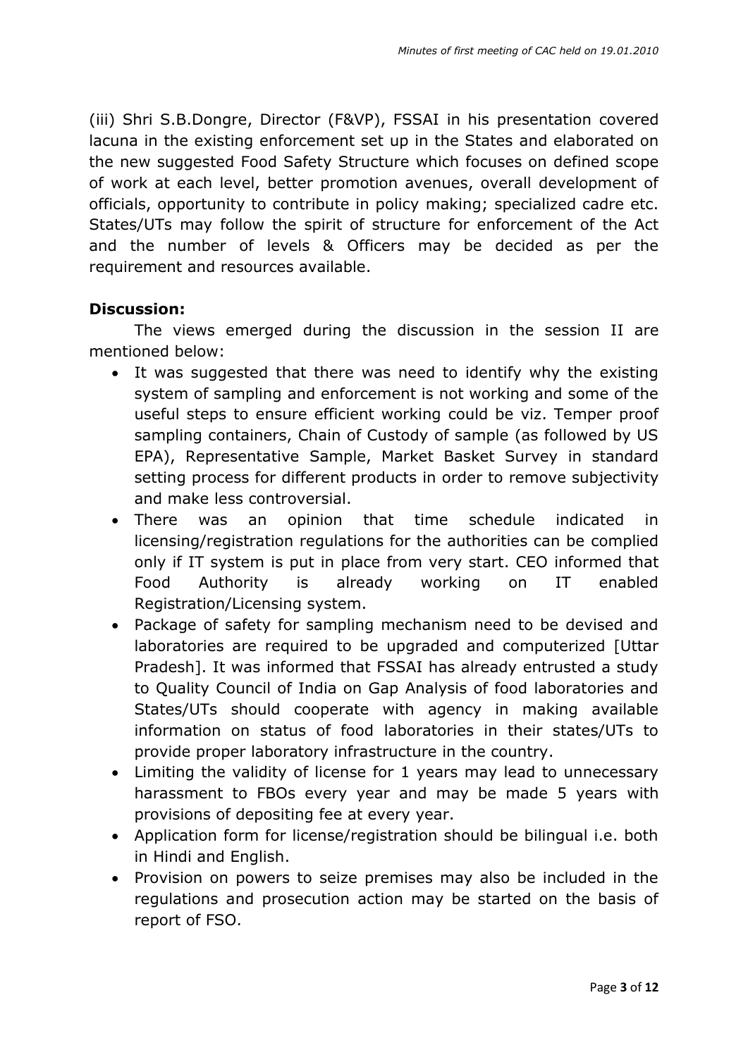(iii) Shri S.B.Dongre, Director (F&VP), FSSAI in his presentation covered lacuna in the existing enforcement set up in the States and elaborated on the new suggested Food Safety Structure which focuses on defined scope of work at each level, better promotion avenues, overall development of officials, opportunity to contribute in policy making; specialized cadre etc. States/UTs may follow the spirit of structure for enforcement of the Act and the number of levels & Officers may be decided as per the requirement and resources available.

**Discussion:**

The views emerged during the discussion in the session II are mentioned below:

- It was suggested that there was need to identify why the existing system of sampling and enforcement is not working and some of the useful steps to ensure efficient working could be viz. Temper proof sampling containers, Chain of Custody of sample (as followed by US EPA), Representative Sample, Market Basket Survey in standard setting process for different products in order to remove subjectivity and make less controversial.
- There was an opinion that time schedule indicated in licensing/registration regulations for the authorities can be complied only if IT system is put in place from very start. CEO informed that Food Authority is already working on IT enabled Registration/Licensing system.
- Package of safety for sampling mechanism need to be devised and laboratories are required to be upgraded and computerized [Uttar Pradesh]. It was informed that FSSAI has already entrusted a study to Quality Council of India on Gap Analysis of food laboratories and States/UTs should cooperate with agency in making available information on status of food laboratories in their states/UTs to provide proper laboratory infrastructure in the country.
- Limiting the validity of license for 1 years may lead to unnecessary harassment to FBOs every year and may be made 5 years with provisions of depositing fee at every year.
- Application form for license/registration should be bilingual i.e. both in Hindi and English.
- Provision on powers to seize premises may also be included in the regulations and prosecution action may be started on the basis of report of FSO.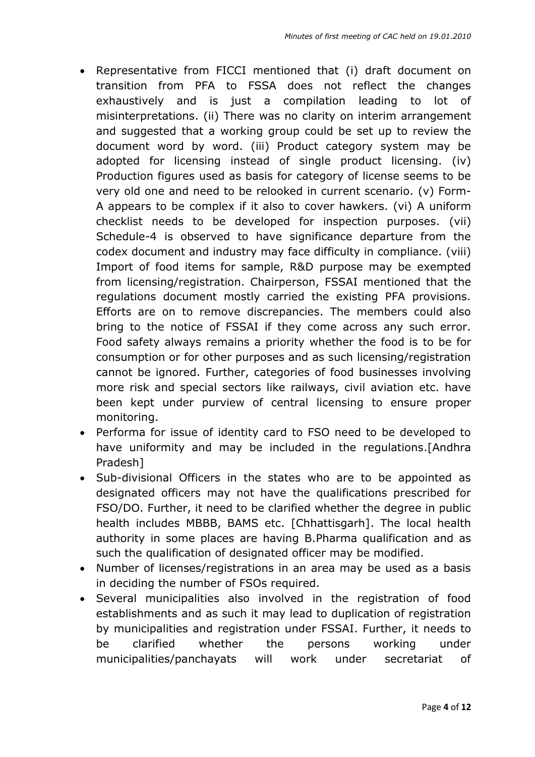- Representative from FICCI mentioned that (i) draft document on transition from PFA to FSSA does not reflect the changes exhaustively and is just a compilation leading to lot of misinterpretations. (ii) There was no clarity on interim arrangement and suggested that a working group could be set up to review the document word by word. (iii) Product category system may be adopted for licensing instead of single product licensing. (iv) Production figures used as basis for category of license seems to be very old one and need to be relooked in current scenario. (v) Form-A appears to be complex if it also to cover hawkers. (vi) A uniform checklist needs to be developed for inspection purposes. (vii) Schedule-4 is observed to have significance departure from the codex document and industry may face difficulty in compliance. (viii) Import of food items for sample, R&D purpose may be exempted from licensing/registration. Chairperson, FSSAI mentioned that the regulations document mostly carried the existing PFA provisions. Efforts are on to remove discrepancies. The members could also bring to the notice of FSSAI if they come across any such error. Food safety always remains a priority whether the food is to be for consumption or for other purposes and as such licensing/registration cannot be ignored. Further, categories of food businesses involving more risk and special sectors like railways, civil aviation etc. have been kept under purview of central licensing to ensure proper monitoring.
- Performa for issue of identity card to FSO need to be developed to have uniformity and may be included in the regulations.[Andhra Pradesh]
- Sub-divisional Officers in the states who are to be appointed as designated officers may not have the qualifications prescribed for FSO/DO. Further, it need to be clarified whether the degree in public health includes MBBB, BAMS etc. [Chhattisgarh]. The local health authority in some places are having B.Pharma qualification and as such the qualification of designated officer may be modified.
- Number of licenses/registrations in an area may be used as a basis in deciding the number of FSOs required.
- Several municipalities also involved in the registration of food establishments and as such it may lead to duplication of registration by municipalities and registration under FSSAI. Further, it needs to be clarified whether the persons working under municipalities/panchayats will work under secretariat of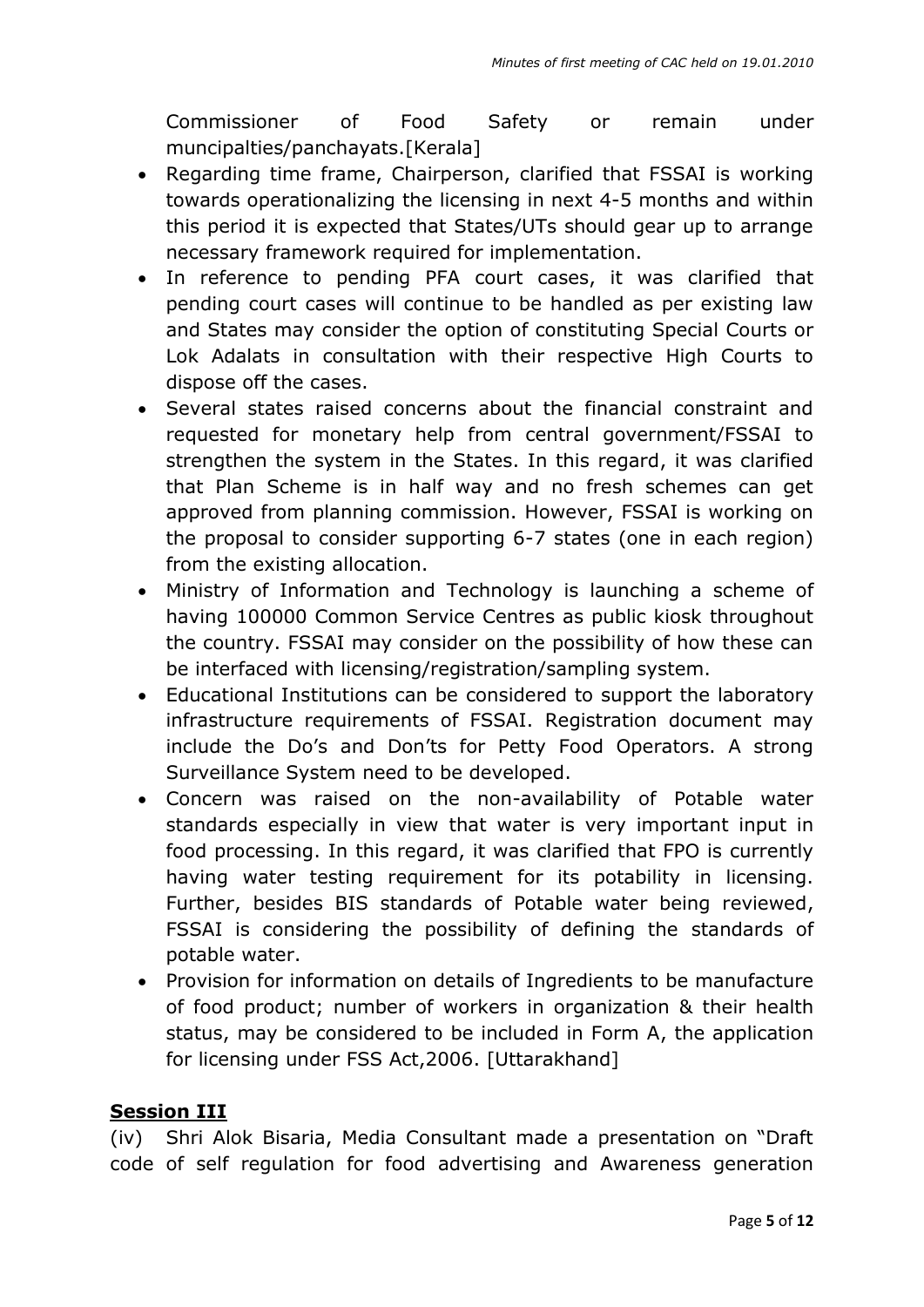Commissioner of Food Safety or remain under muncipalties/panchayats.[Kerala]

- Regarding time frame, Chairperson, clarified that FSSAI is working towards operationalizing the licensing in next 4-5 months and within this period it is expected that States/UTs should gear up to arrange necessary framework required for implementation.
- In reference to pending PFA court cases, it was clarified that pending court cases will continue to be handled as per existing law and States may consider the option of constituting Special Courts or Lok Adalats in consultation with their respective High Courts to dispose off the cases.
- Several states raised concerns about the financial constraint and requested for monetary help from central government/FSSAI to strengthen the system in the States. In this regard, it was clarified that Plan Scheme is in half way and no fresh schemes can get approved from planning commission. However, FSSAI is working on the proposal to consider supporting 6-7 states (one in each region) from the existing allocation.
- Ministry of Information and Technology is launching a scheme of having 100000 Common Service Centres as public kiosk throughout the country. FSSAI may consider on the possibility of how these can be interfaced with licensing/registration/sampling system.
- Educational Institutions can be considered to support the laboratory infrastructure requirements of FSSAI. Registration document may include the Do's and Don'ts for Petty Food Operators. A strong Surveillance System need to be developed.
- Concern was raised on the non-availability of Potable water standards especially in view that water is very important input in food processing. In this regard, it was clarified that FPO is currently having water testing requirement for its potability in licensing. Further, besides BIS standards of Potable water being reviewed, FSSAI is considering the possibility of defining the standards of potable water.
- Provision for information on details of Ingredients to be manufacture of food product; number of workers in organization & their health status, may be considered to be included in Form A, the application for licensing under FSS Act,2006. [Uttarakhand]

## **Session III**

(iv) Shri Alok Bisaria, Media Consultant made a presentation on "Draft code of self regulation for food advertising and Awareness generation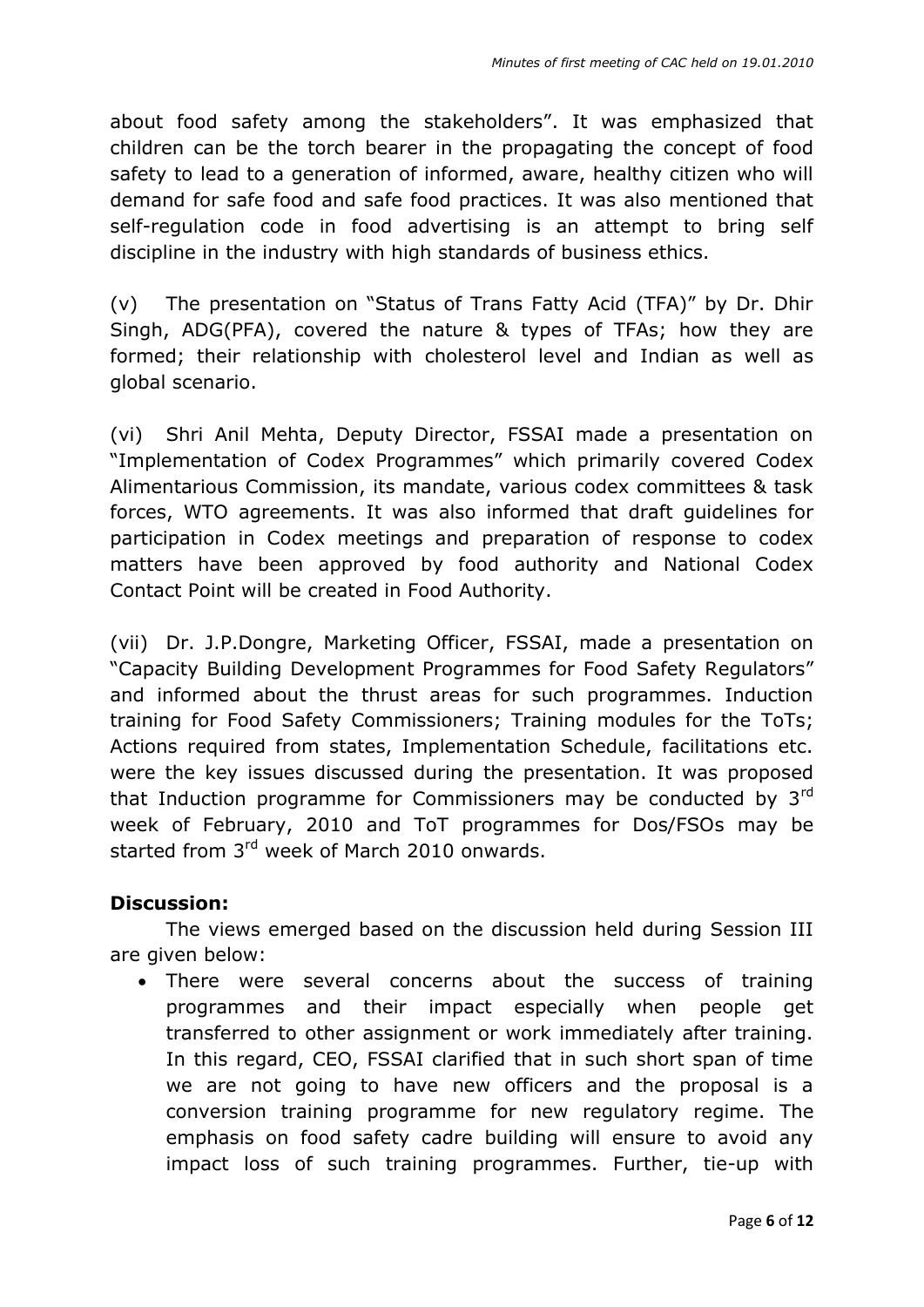about food safety among the stakeholders". It was emphasized that children can be the torch bearer in the propagating the concept of food safety to lead to a generation of informed, aware, healthy citizen who will demand for safe food and safe food practices. It was also mentioned that self-regulation code in food advertising is an attempt to bring self discipline in the industry with high standards of business ethics.

(v) The presentation on "Status of Trans Fatty Acid (TFA)" by Dr. Dhir Singh, ADG(PFA), covered the nature & types of TFAs; how they are formed; their relationship with cholesterol level and Indian as well as global scenario.

(vi) Shri Anil Mehta, Deputy Director, FSSAI made a presentation on "Implementation of Codex Programmes" which primarily covered Codex Alimentarious Commission, its mandate, various codex committees & task forces, WTO agreements. It was also informed that draft guidelines for participation in Codex meetings and preparation of response to codex matters have been approved by food authority and National Codex Contact Point will be created in Food Authority.

(vii) Dr. J.P.Dongre, Marketing Officer, FSSAI, made a presentation on "Capacity Building Development Programmes for Food Safety Regulators" and informed about the thrust areas for such programmes. Induction training for Food Safety Commissioners; Training modules for the ToTs; Actions required from states, Implementation Schedule, facilitations etc. were the key issues discussed during the presentation. It was proposed that Induction programme for Commissioners may be conducted by 3rd week of February, 2010 and ToT programmes for Dos/FSOs may be started from 3rd week of March 2010 onwards.

**Discussion:**

The views emerged based on the discussion held during Session III are given below:

- There were several concerns about the success of training programmes and their impact especially when people get transferred to other assignment or work immediately after training. In this regard, CEO, FSSAI clarified that in such short span of time we are not going to have new officers and the proposal is a conversion training programme for new regulatory regime. The emphasis on food safety cadre building will ensure to avoid any impact loss of such training programmes. Further, tie-up with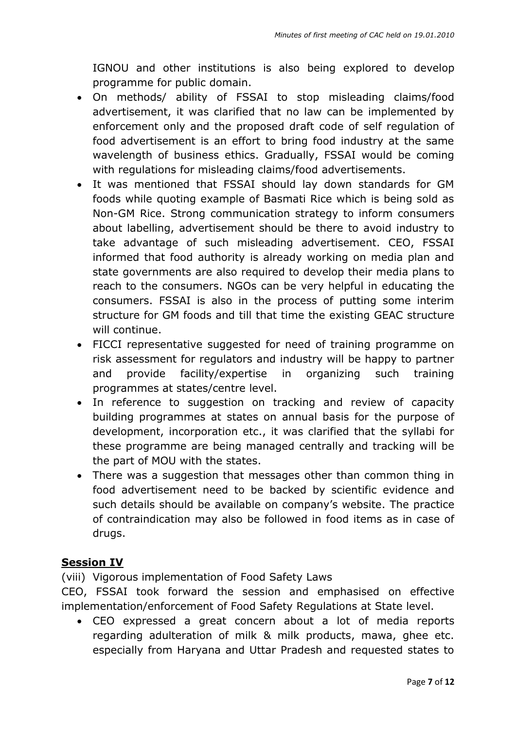IGNOU and other institutions is also being explored to develop programme for public domain.

- On methods/ ability of FSSAI to stop misleading claims/food advertisement, it was clarified that no law can be implemented by enforcement only and the proposed draft code of self regulation of food advertisement is an effort to bring food industry at the same wavelength of business ethics. Gradually, FSSAI would be coming with regulations for misleading claims/food advertisements.
- It was mentioned that FSSAI should lay down standards for GM foods while quoting example of Basmati Rice which is being sold as Non-GM Rice. Strong communication strategy to inform consumers about labelling, advertisement should be there to avoid industry to take advantage of such misleading advertisement. CEO, FSSAI informed that food authority is already working on media plan and state governments are also required to develop their media plans to reach to the consumers. NGOs can be very helpful in educating the consumers. FSSAI is also in the process of putting some interim structure for GM foods and till that time the existing GEAC structure will continue.
- FICCI representative suggested for need of training programme on risk assessment for regulators and industry will be happy to partner and provide facility/expertise in organizing such training programmes at states/centre level.
- In reference to suggestion on tracking and review of capacity building programmes at states on annual basis for the purpose of development, incorporation etc., it was clarified that the syllabi for these programme are being managed centrally and tracking will be the part of MOU with the states.
- There was a suggestion that messages other than common thing in food advertisement need to be backed by scientific evidence and such details should be available on company's website. The practice of contraindication may also be followed in food items as in case of drugs.

## Session IV

(viii) Vigorous implementation of Food Safety Laws

CEO, FSSAI took forward the session and emphasised on effective implementation/enforcement of Food Safety Regulations at State level.

- CEO expressed a great concern about a lot of media reports regarding adulteration of milk & milk products, mawa, ghee etc. especially from Haryana and Uttar Pradesh and requested states to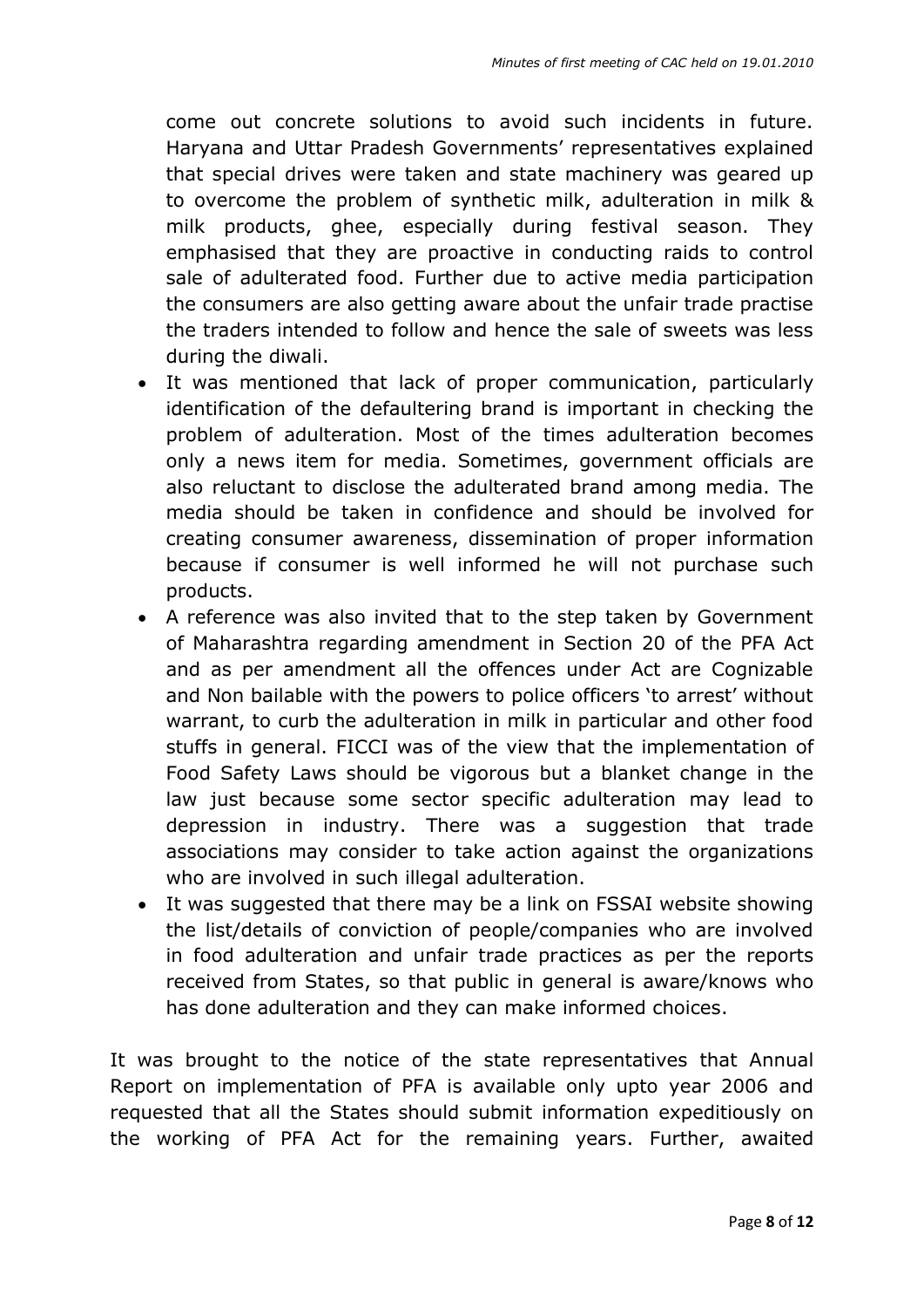come out concrete solutions to avoid such incidents in future. Haryana and Uttar Pradesh Governments' representatives explained that special drives were taken and state machinery was geared up to overcome the problem of synthetic milk, adulteration in milk & milk products, ghee, especially during festival season. They emphasised that they are proactive in conducting raids to control sale of adulterated food. Further due to active media participation the consumers are also getting aware about the unfair trade practise the traders intended to follow and hence the sale of sweets was less during the diwali.

- It was mentioned that lack of proper communication, particularly identification of the defaultering brand is important in checking the problem of adulteration. Most of the times adulteration becomes only a news item for media. Sometimes, government officials are also reluctant to disclose the adulterated brand among media. The media should be taken in confidence and should be involved for creating consumer awareness, dissemination of proper information because if consumer is well informed he will not purchase such products.
- A reference was also invited that to the step taken by Government of Maharashtra regarding amendment in Section 20 of the PFA Act and as per amendment all the offences under Act are Cognizable and Non bailable with the powers to police officers 'to arrest' without warrant, to curb the adulteration in milk in particular and other food stuffs in general. FICCI was of the view that the implementation of Food Safety Laws should be vigorous but a blanket change in the law just because some sector specific adulteration may lead to depression in industry. There was a suggestion that trade associations may consider to take action against the organizations who are involved in such illegal adulteration.
- It was suggested that there may be a link on FSSAI website showing the list/details of conviction of people/companies who are involved in food adulteration and unfair trade practices as per the reports received from States, so that public in general is aware/knows who has done adulteration and they can make informed choices.

It was brought to the notice of the state representatives that Annual Report on implementation of PFA is available only upto year 2006 and requested that all the States should submit information expeditiously on the working of PFA Act for the remaining years. Further, awaited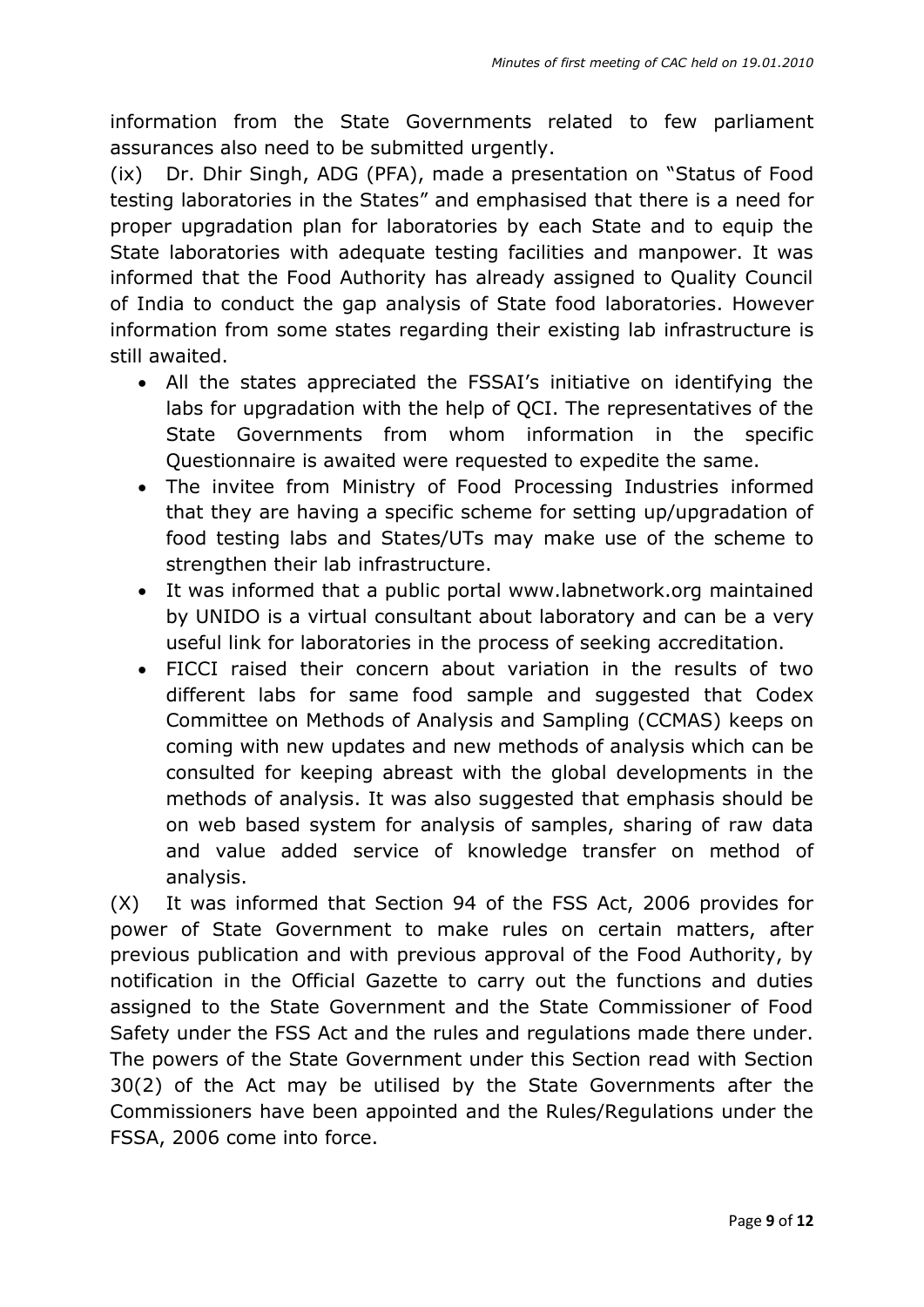information from the State Governments related to few parliament assurances also need to be submitted urgently.

(ix) Dr. Dhir Singh, ADG (PFA), made a presentation on "Status of Food testing laboratories in the States" and emphasised that there is a need for proper upgradation plan for laboratories by each State and to equip the State laboratories with adequate testing facilities and manpower. It was informed that the Food Authority has already assigned to Quality Council of India to conduct the gap analysis of State food laboratories. However information from some states regarding their existing lab infrastructure is still awaited.

- All the states appreciated the FSSAI's initiative on identifying the labs for upgradation with the help of QCI. The representatives of the State Governments from whom information in the specific Questionnaire is awaited were requested to expedite the same.
- The invitee from Ministry of Food Processing Industries informed that they are having a specific scheme for setting up/upgradation of food testing labs and States/UTs may make use of the scheme to strengthen their lab infrastructure.
- It was informed that a public portal www.labnetwork.org maintained by UNIDO is a virtual consultant about laboratory and can be a very useful link for laboratories in the process of seeking accreditation.
- FICCI raised their concern about variation in the results of two different labs for same food sample and suggested that Codex Committee on Methods of Analysis and Sampling (CCMAS) keeps on coming with new updates and new methods of analysis which can be consulted for keeping abreast with the global developments in the methods of analysis. It was also suggested that emphasis should be on web based system for analysis of samples, sharing of raw data and value added service of knowledge transfer on method of analysis.

(X) It was informed that Section 94 of the FSS Act, 2006 provides for power of State Government to make rules on certain matters, after previous publication and with previous approval of the Food Authority, by notification in the Official Gazette to carry out the functions and duties assigned to the State Government and the State Commissioner of Food Safety under the FSS Act and the rules and regulations made there under. The powers of the State Government under this Section read with Section 30(2) of the Act may be utilised by the State Governments after the Commissioners have been appointed and the Rules/Regulations under the FSSA, 2006 come into force.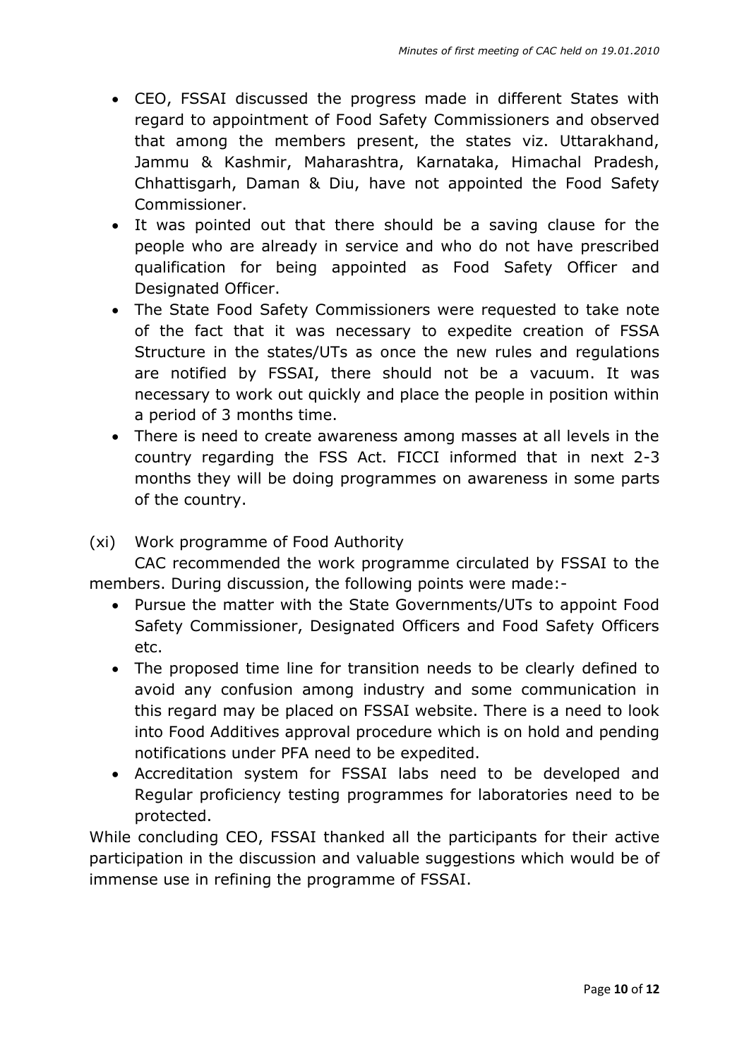- CEO, FSSAI discussed the progress made in different States with regard to appointment of Food Safety Commissioners and observed that among the members present, the states viz. Uttarakhand, Jammu & Kashmir, Maharashtra, Karnataka, Himachal Pradesh, Chhattisgarh, Daman & Diu, have not appointed the Food Safety Commissioner.
- It was pointed out that there should be a saving clause for the people who are already in service and who do not have prescribed qualification for being appointed as Food Safety Officer and Designated Officer.
- The State Food Safety Commissioners were requested to take note of the fact that it was necessary to expedite creation of FSSA Structure in the states/UTs as once the new rules and regulations are notified by FSSAI, there should not be a vacuum. It was necessary to work out quickly and place the people in position within a period of 3 months time.
- There is need to create awareness among masses at all levels in the country regarding the FSS Act. FICCI informed that in next 2-3 months they will be doing programmes on awareness in some parts of the country.

(xi) Work programme of Food Authority

CAC recommended the work programme circulated by FSSAI to the members. During discussion, the following points were made:-

- Pursue the matter with the State Governments/UTs to appoint Food Safety Commissioner, Designated Officers and Food Safety Officers etc.
- The proposed time line for transition needs to be clearly defined to avoid any confusion among industry and some communication in this regard may be placed on FSSAI website. There is a need to look into Food Additives approval procedure which is on hold and pending notifications under PFA need to be expedited.
- Accreditation system for FSSAI labs need to be developed and Regular proficiency testing programmes for laboratories need to be protected.

While concluding CEO, FSSAI thanked all the participants for their active participation in the discussion and valuable suggestions which would be of immense use in refining the programme of FSSAI.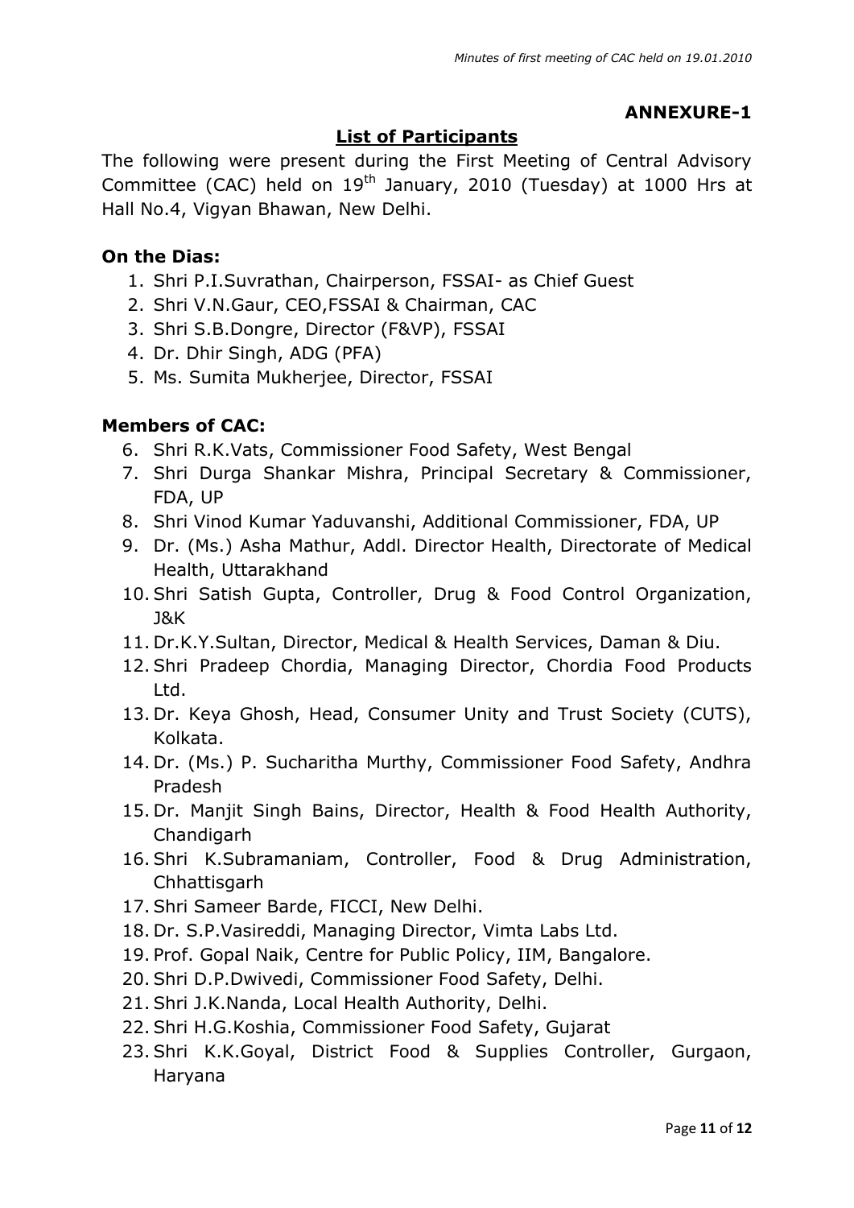**ANNEXURE-1**

## List of Participants

The following were present during the First Meeting of Central Advisory Committee (CAC) held on 19th January, 2010 (Tuesday) at 1000 Hrs at Hall No.4, Vigyan Bhawan, New Delhi.

**On the Dias:**

1. Shri P.I.Suvrathan, Chairperson, FSSAI- as Chief Guest
2. Shri V.N.Gaur, CEO,FSSAI & Chairman, CAC
3. Shri S.B.Dongre, Director (F&VP), FSSAI
4. Dr. Dhir Singh, ADG (PFA)
5. Ms. Sumita Mukherjee, Director, FSSAI

**Members of CAC:**

6. Shri R.K.Vats, Commissioner Food Safety, West Bengal
7. Shri Durga Shankar Mishra, Principal Secretary & Commissioner, FDA, UP
8. Shri Vinod Kumar Yaduvanshi, Additional Commissioner, FDA, UP
9. Dr. (Ms.) Asha Mathur, Addl. Director Health, Directorate of Medical Health, Uttarakhand
10. Shri Satish Gupta, Controller, Drug & Food Control Organization, J&K
11. Dr.K.Y.Sultan, Director, Medical & Health Services, Daman & Diu.
12. Shri Pradeep Chordia, Managing Director, Chordia Food Products Ltd.
13. Dr. Keya Ghosh, Head, Consumer Unity and Trust Society (CUTS), Kolkata.
14. Dr. (Ms.) P. Sucharitha Murthy, Commissioner Food Safety, Andhra Pradesh
15. Dr. Manjit Singh Bains, Director, Health & Food Health Authority, Chandigarh
16. Shri K.Subramaniam, Controller, Food & Drug Administration, Chhattisgarh
17. Shri Sameer Barde, FICCI, New Delhi.
18. Dr. S.P.Vasireddi, Managing Director, Vimta Labs Ltd.
19. Prof. Gopal Naik, Centre for Public Policy, IIM, Bangalore.
20. Shri D.P.Dwivedi, Commissioner Food Safety, Delhi.
21. Shri J.K.Nanda, Local Health Authority, Delhi.
22. Shri H.G.Koshia, Commissioner Food Safety, Gujarat
23. Shri K.K.Goyal, District Food & Supplies Controller, Gurgaon, Haryana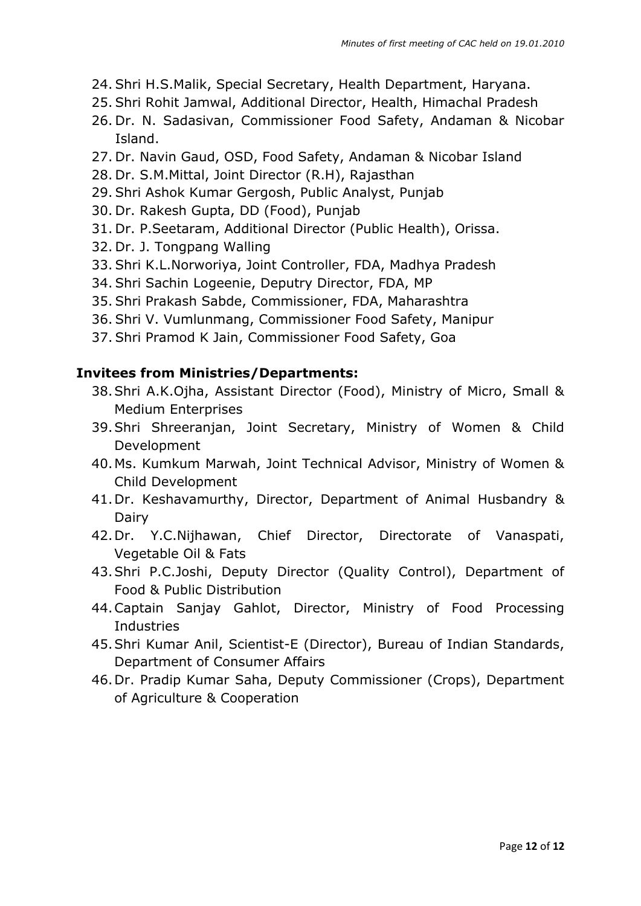24. Shri H.S.Malik, Special Secretary, Health Department, Haryana.
25. Shri Rohit Jamwal, Additional Director, Health, Himachal Pradesh
26. Dr. N. Sadasivan, Commissioner Food Safety, Andaman & Nicobar Island.
27. Dr. Navin Gaud, OSD, Food Safety, Andaman & Nicobar Island
28. Dr. S.M.Mittal, Joint Director (R.H), Rajasthan
29. Shri Ashok Kumar Gergosh, Public Analyst, Punjab
30. Dr. Rakesh Gupta, DD (Food), Punjab
31. Dr. P.Seetaram, Additional Director (Public Health), Orissa.
32. Dr. J. Tongpang Walling
33. Shri K.L.Norworiya, Joint Controller, FDA, Madhya Pradesh
34. Shri Sachin Logeenie, Deputry Director, FDA, MP
35. Shri Prakash Sabde, Commissioner, FDA, Maharashtra
36. Shri V. Vumlunmang, Commissioner Food Safety, Manipur
37. Shri Pramod K Jain, Commissioner Food Safety, Goa

**Invitees from Ministries/Departments:**

38. Shri A.K.Ojha, Assistant Director (Food), Ministry of Micro, Small & Medium Enterprises
39. Shri Shreeranjan, Joint Secretary, Ministry of Women & Child Development
40. Ms. Kumkum Marwah, Joint Technical Advisor, Ministry of Women & Child Development
41. Dr. Keshavamurthy, Director, Department of Animal Husbandry & Dairy
42. Dr. Y.C.Nijhawan, Chief Director, Directorate of Vanaspati, Vegetable Oil & Fats
43. Shri P.C.Joshi, Deputy Director (Quality Control), Department of Food & Public Distribution
44. Captain Sanjay Gahlot, Director, Ministry of Food Processing Industries
45. Shri Kumar Anil, Scientist-E (Director), Bureau of Indian Standards, Department of Consumer Affairs
46. Dr. Pradip Kumar Saha, Deputy Commissioner (Crops), Department of Agriculture & Cooperation